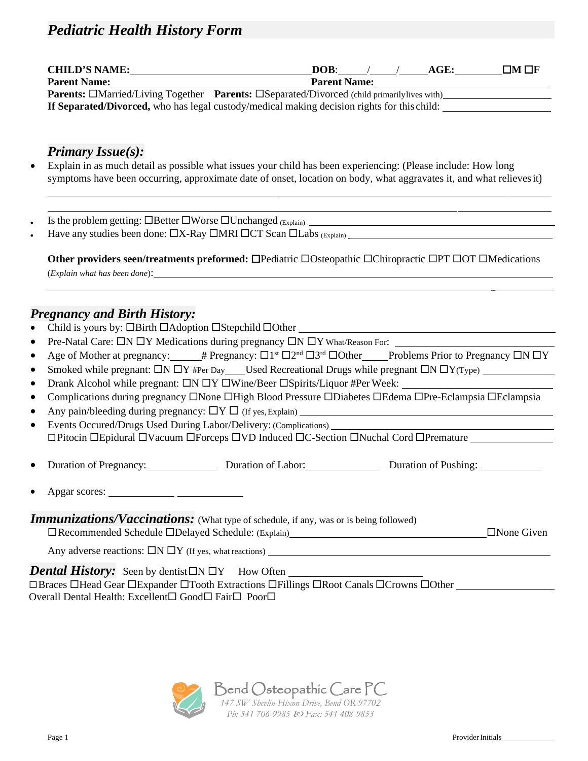# *Pediatric Health History Form*

**CHILD'S NAME:** ______________________ **DOB**: ____/____/____ **AGE:** ________ ☐M ☐F
**Parent Name:** ______________________ **Parent Name:** ______________________
**Parents:** ☐Married/Living Together **Parents:** ☐Separated/Divorced (child primarily lives with) ______________________
**If Separated/Divorced,** who has legal custody/medical making decision rights for this child: ______________________

## *Primary Issue(s):*

- Explain in as much detail as possible what issues your child has been experiencing: (Please include: How long symptoms have been occurring, approximate date of onset, location on body, what aggravates it, and what relieves it)

______________________________________________________________________

______________________________________________________________________

- Is the problem getting: ☐Better ☐Worse ☐Unchanged (Explain) ______________________
- Have any studies been done: ☐X-Ray ☐MRI ☐CT Scan ☐Labs (Explain) ______________________

**Other providers seen/treatments preformed:** ☐Pediatric ☐Osteopathic ☐Chiropractic ☐PT ☐OT ☐Medications
(*Explain what has been done*): ______________________

______________________________________________________________________

## *Pregnancy and Birth History:*

- Child is yours by: ☐Birth ☐Adoption ☐Stepchild ☐Other ______________________
- Pre-Natal Care: ☐N ☐Y Medications during pregnancy ☐N ☐Y What/Reason For: ______________________
- Age of Mother at pregnancy: ______ # Pregnancy: ☐1st ☐2nd ☐3rd ☐Other _____ Problems Prior to Pregnancy ☐N ☐Y
- Smoked while pregnant: ☐N ☐Y #Per Day ____ Used Recreational Drugs while pregnant ☐N ☐Y(Type) ______________________
- Drank Alcohol while pregnant: ☐N ☐Y ☐Wine/Beer ☐Spirits/Liquor #Per Week: ______________________
- Complications during pregnancy ☐None ☐High Blood Pressure ☐Diabetes ☐Edema ☐Pre-Eclampsia ☐Eclampsia
- Any pain/bleeding during pregnancy: ☐Y ☐ (If yes, Explain) ______________________
- Events Occured/Drugs Used During Labor/Delivery: (Complications) ______________________
  ☐Pitocin ☐Epidural ☐Vacuum ☐Forceps ☐VD Induced ☐C-Section ☐Nuchal Cord ☐Premature ______________________
- Duration of Pregnancy: ____________ Duration of Labor: ____________ Duration of Pushing: ____________
- Apgar scores: ____________ ____________

## *Immunizations/Vaccinations:* (What type of schedule, if any, was or is being followed)

☐Recommended Schedule ☐Delayed Schedule: (Explain) ______________________ ☐None Given

Any adverse reactions: ☐N ☐Y (If yes, what reactions) ______________________

## *Dental History:* Seen by dentist ☐N ☐Y How Often ______________________

☐Braces ☐Head Gear ☐Expander ☐Tooth Extractions ☐Fillings ☐Root Canals ☐Crowns ☐Other ______________________
Overall Dental Health: Excellent☐ Good☐ Fair☐ Poor☐

Bend Osteopathic Care PC
147 SW Shevlin Hixon Drive, Bend OR 97702
Ph: 541 706-9985 ∞ Fax: 541 408-9853

Provider Initials __________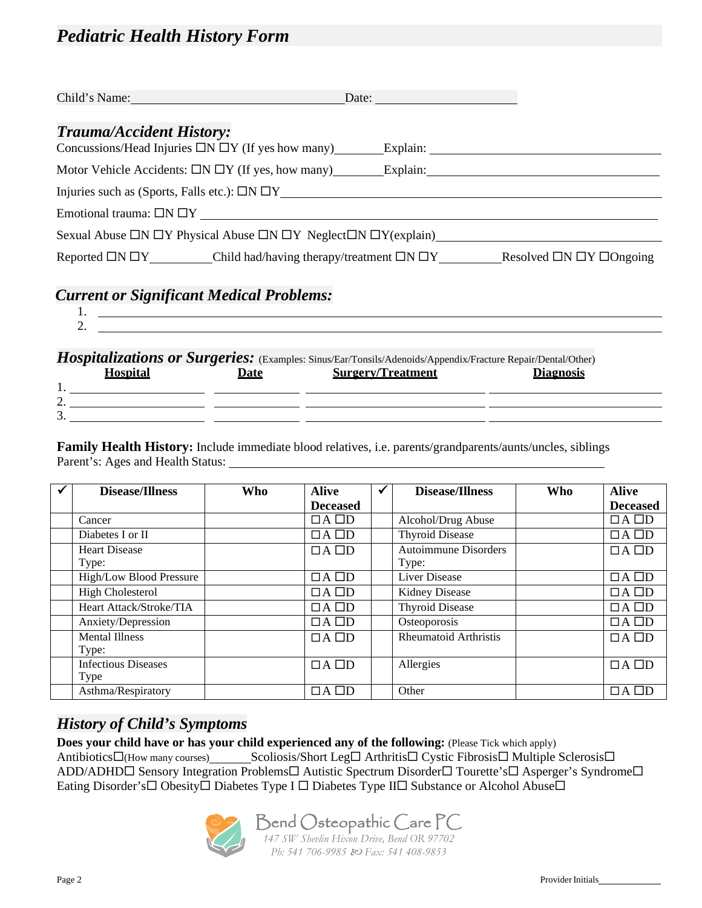## *Pediatric Health History Form*

Child's Name:________________________________ Date: ____________________

### *Trauma/Accident History:*

Concussions/Head Injuries ☐N ☐Y (If yes how many)________ Explain: ______________________________

Motor Vehicle Accidents: ☐N ☐Y (If yes, how many)________ Explain: ______________________________

Injuries such as (Sports, Falls etc.): ☐N ☐Y______________________________________________

Emotional trauma: ☐N ☐Y ________________________________________________________________

Sexual Abuse ☐N ☐Y Physical Abuse ☐N ☐Y Neglect☐N ☐Y(explain)_____________________________

Reported ☐N ☐Y__________ Child had/having therapy/treatment ☐N ☐Y__________ Resolved ☐N ☐Y ☐Ongoing

### *Current or Significant Medical Problems:*

1. ______________________________________________________________________
2. ______________________________________________________________________

### *Hospitalizations or Surgeries:* (Examples: Sinus/Ear/Tonsils/Adenoids/Appendix/Fracture Repair/Dental/Other)

| | Hospital | Date | Surgery/Treatment | Diagnosis |
|---|---|---|---|---|
| 1. | | | | |
| 2. | | | | |
| 3. | | | | |

**Family Health History:** Include immediate blood relatives, i.e. parents/grandparents/aunts/uncles, siblings

Parent's: Ages and Health Status: ______________________________________________________

| ✔ | Disease/Illness | Who | Alive Deceased | ✔ | Disease/Illness | Who | Alive Deceased |
|---|---|---|---|---|---|---|---|
| | Cancer | | ☐A ☐D | | Alcohol/Drug Abuse | | ☐A ☐D |
| | Diabetes I or II | | ☐A ☐D | | Thyroid Disease | | ☐A ☐D |
| | Heart Disease Type: | | ☐A ☐D | | Autoimmune Disorders Type: | | ☐A ☐D |
| | High/Low Blood Pressure | | ☐A ☐D | | Liver Disease | | ☐A ☐D |
| | High Cholesterol | | ☐A ☐D | | Kidney Disease | | ☐A ☐D |
| | Heart Attack/Stroke/TIA | | ☐A ☐D | | Thyroid Disease | | ☐A ☐D |
| | Anxiety/Depression | | ☐A ☐D | | Osteoporosis | | ☐A ☐D |
| | Mental Illness Type: | | ☐A ☐D | | Rheumatoid Arthristis | | ☐A ☐D |
| | Infectious Diseases Type | | ☐A ☐D | | Allergies | | ☐A ☐D |
| | Asthma/Respiratory | | ☐A ☐D | | Other | | ☐A ☐D |

### *History of Child's Symptoms*

**Does your child have or has your child experienced any of the following:** (Please Tick which apply)

Antibiotics☐(How many courses)_______ Scoliosis/Short Leg☐ Arthritis☐ Cystic Fibrosis☐ Multiple Sclerosis☐ ADD/ADHD☐ Sensory Integration Problems☐ Autistic Spectrum Disorder☐ Tourette's☐ Asperger's Syndrome☐ Eating Disorder's☐ Obesity☐ Diabetes Type I ☐ Diabetes Type II☐ Substance or Alcohol Abuse☐

Bend Osteopathic Care PC
*147 SW Shevlin Hixon Drive, Bend OR 97702*
*Ph: 541 706-9985 Fax: 541 408-9853*

Provider Initials____________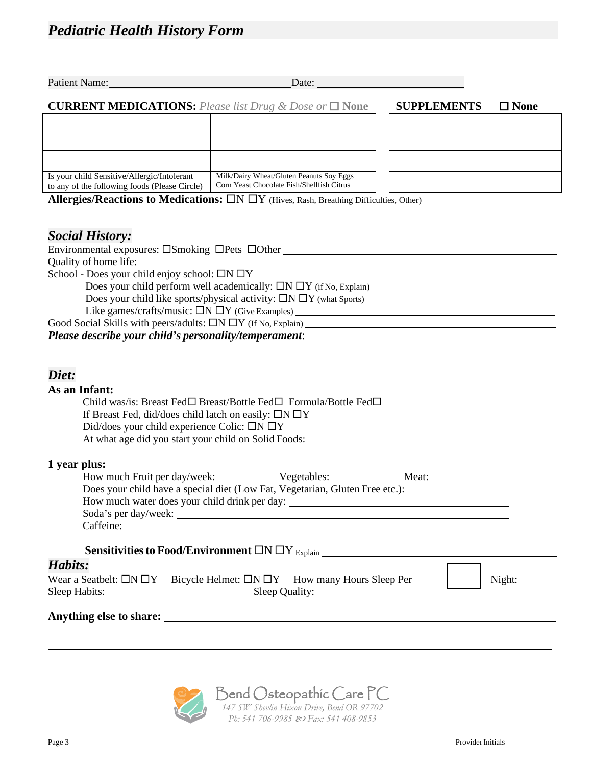# Pediatric Health History Form

Patient Name:_________________________________ Date: ___________________________

**CURRENT MEDICATIONS:** *Please list Drug & Dose or* ☐ **None**

**SUPPLEMENTS** ☐ **None**

| | | | |
|---|---|---|---|
| | | | |
| | | | |
| | | | |
| Is your child Sensitive/Allergic/Intolerant to any of the following foods (Please Circle) | Milk/Dairy Wheat/Gluten Peanuts Soy Eggs Corn Yeast Chocolate Fish/Shellfish Citrus | | |

**Allergies/Reactions to Medications:** ☐N ☐Y (Hives, Rash, Breathing Difficulties, Other)

___________________________________________________________________________

## *Social History:*

Environmental exposures: ☐Smoking ☐Pets ☐Other ___________________________________

Quality of home life: ___________________________________________________________

School - Does your child enjoy school: ☐N ☐Y

Does your child perform well academically: ☐N ☐Y (if No, Explain) ____________________

Does your child like sports/physical activity: ☐N ☐Y (what Sports) ____________________

Like games/crafts/music: ☐N ☐Y (Give Examples) ______________________________

Good Social Skills with peers/adults: ☐N ☐Y (If No, Explain) __________________________

***Please describe your child's personality/temperament***: ______________________________

___________________________________________________________________________

## *Diet:*

**As an Infant:**

Child was/is: Breast Fed☐ Breast/Bottle Fed☐ Formula/Bottle Fed☐

If Breast Fed, did/does child latch on easily: ☐N ☐Y

Did/does your child experience Colic: ☐N ☐Y

At what age did you start your child on Solid Foods: ________

**1 year plus:**

How much Fruit per day/week:___________Vegetables:_____________Meat:______________

Does your child have a special diet (Low Fat, Vegetarian, Gluten Free etc.): __________________

How much water does your child drink per day: ___________________________________

Soda's per day/week: _______________________________________________________

Caffeine: _______________________________________________________________

**Sensitivities to Food/Environment** ☐N ☐Y Explain ___________________________________

## *Habits:*

Wear a Seatbelt: ☐N ☐Y Bicycle Helmet: ☐N ☐Y How many Hours Sleep Per Night: ______

Sleep Habits:___________________________Sleep Quality: ______________________

**Anything else to share:** ___________________________________________________

___________________________________________________________________________

___________________________________________________________________________

Bend Osteopathic Care PC
*147 SW Shevlin Hixon Drive, Bend OR 97702*
*Ph: 541 706-9985 Fax: 541 408-9853*

Provider Initials____________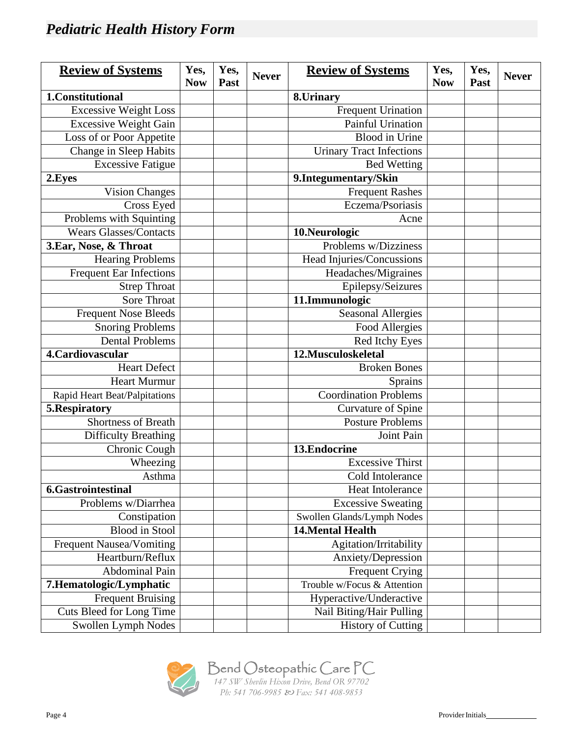## *Pediatric Health History Form*

| **Review of Systems** | **Yes, Now** | **Yes, Past** | **Never** | **Review of Systems** | **Yes, Now** | **Yes, Past** | **Never** |
|---|---|---|---|---|---|---|---|
| **1.Constitutional** | | | | **8.Urinary** | | | |
| Excessive Weight Loss | | | | Frequent Urination | | | |
| Excessive Weight Gain | | | | Painful Urination | | | |
| Loss of or Poor Appetite | | | | Blood in Urine | | | |
| Change in Sleep Habits | | | | Urinary Tract Infections | | | |
| Excessive Fatigue | | | | Bed Wetting | | | |
| **2.Eyes** | | | | **9.Integumentary/Skin** | | | |
| Vision Changes | | | | Frequent Rashes | | | |
| Cross Eyed | | | | Eczema/Psoriasis | | | |
| Problems with Squinting | | | | Acne | | | |
| Wears Glasses/Contacts | | | | **10.Neurologic** | | | |
| **3.Ear, Nose, & Throat** | | | | Problems w/Dizziness | | | |
| Hearing Problems | | | | Head Injuries/Concussions | | | |
| Frequent Ear Infections | | | | Headaches/Migraines | | | |
| Strep Throat | | | | Epilepsy/Seizures | | | |
| Sore Throat | | | | **11.Immunologic** | | | |
| Frequent Nose Bleeds | | | | Seasonal Allergies | | | |
| Snoring Problems | | | | Food Allergies | | | |
| Dental Problems | | | | Red Itchy Eyes | | | |
| **4.Cardiovascular** | | | | **12.Musculoskeletal** | | | |
| Heart Defect | | | | Broken Bones | | | |
| Heart Murmur | | | | Sprains | | | |
| Rapid Heart Beat/Palpitations | | | | Coordination Problems | | | |
| **5.Respiratory** | | | | Curvature of Spine | | | |
| Shortness of Breath | | | | Posture Problems | | | |
| Difficulty Breathing | | | | Joint Pain | | | |
| Chronic Cough | | | | **13.Endocrine** | | | |
| Wheezing | | | | Excessive Thirst | | | |
| Asthma | | | | Cold Intolerance | | | |
| **6.Gastrointestinal** | | | | Heat Intolerance | | | |
| Problems w/Diarrhea | | | | Excessive Sweating | | | |
| Constipation | | | | Swollen Glands/Lymph Nodes | | | |
| Blood in Stool | | | | **14.Mental Health** | | | |
| Frequent Nausea/Vomiting | | | | Agitation/Irritability | | | |
| Heartburn/Reflux | | | | Anxiety/Depression | | | |
| Abdominal Pain | | | | Frequent Crying | | | |
| **7.Hematologic/Lymphatic** | | | | Trouble w/Focus & Attention | | | |
| Frequent Bruising | | | | Hyperactive/Underactive | | | |
| Cuts Bleed for Long Time | | | | Nail Biting/Hair Pulling | | | |
| Swollen Lymph Nodes | | | | History of Cutting | | | |

Bend Osteopathic Care PC

*147 SW Shevlin Hixon Drive, Bend OR 97702*

*Ph: 541 706-9985 ∞ Fax: 541 408-9853*

Provider Initials______________